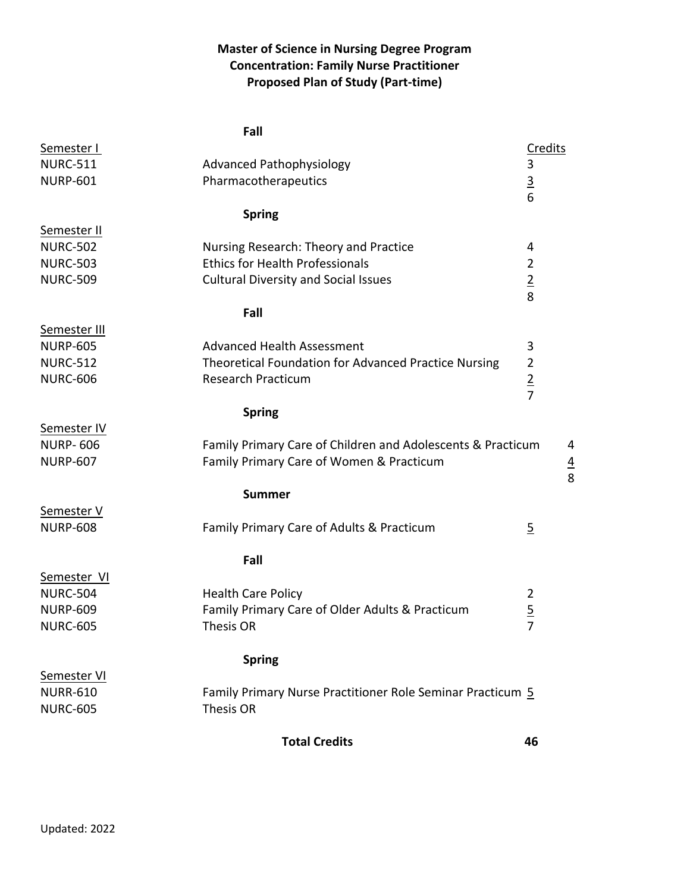# Master of Science in Nursing Degree Program
## Concentration: Family Nurse Practitioner
## Proposed Plan of Study (Part-time)

**Fall**

| Semester I | | Credits |
|---|---|---|
| NURC-511 | Advanced Pathophysiology | 3 |
| NURP-601 | Pharmacotherapeutics | 3 |
| | | 6 |

**Spring**

| Semester II | | |
|---|---|---|
| NURC-502 | Nursing Research: Theory and Practice | 4 |
| NURC-503 | Ethics for Health Professionals | 2 |
| NURC-509 | Cultural Diversity and Social Issues | 2 |
| | | 8 |

**Fall**

| Semester III | | |
|---|---|---|
| NURP-605 | Advanced Health Assessment | 3 |
| NURC-512 | Theoretical Foundation for Advanced Practice Nursing | 2 |
| NURC-606 | Research Practicum | 2 |
| | | 7 |

**Spring**

| Semester IV | | |
|---|---|---|
| NURP- 606 | Family Primary Care of Children and Adolescents & Practicum | 4 |
| NURP-607 | Family Primary Care of Women & Practicum | 4 |
| | | 8 |

**Summer**

| Semester V | | |
|---|---|---|
| NURP-608 | Family Primary Care of Adults & Practicum | 5 |

**Fall**

| Semester VI | | |
|---|---|---|
| NURC-504 | Health Care Policy | 2 |
| NURP-609 | Family Primary Care of Older Adults & Practicum | 5 |
| NURC-605 | Thesis OR | 7 |

**Spring**

| Semester VI | | |
|---|---|---|
| NURR-610 | Family Primary Nurse Practitioner Role Seminar Practicum | 5 |
| NURC-605 | Thesis OR | |

**Total Credits** **46**

Updated: 2022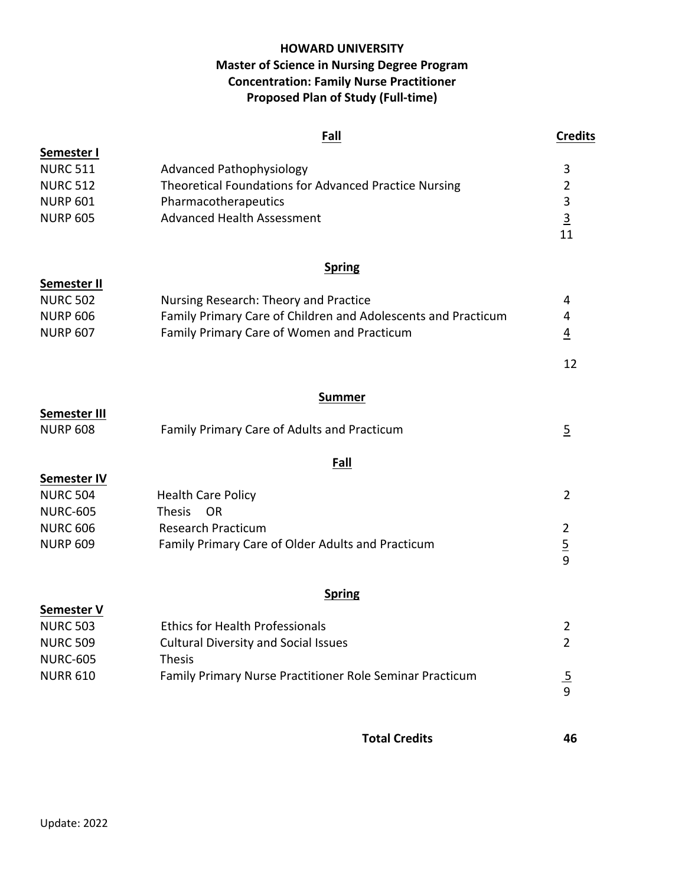**HOWARD UNIVERSITY**
**Master of Science in Nursing Degree Program**
**Concentration: Family Nurse Practitioner**
**Proposed Plan of Study (Full-time)**

| | Fall | Credits |
|---|---|---|
| **Semester I** | | |
| NURC 511 | Advanced Pathophysiology | 3 |
| NURC 512 | Theoretical Foundations for Advanced Practice Nursing | 2 |
| NURP 601 | Pharmacotherapeutics | 3 |
| NURP 605 | Advanced Health Assessment | 3 |
| | | 11 |

| | Spring | |
|---|---|---|
| **Semester II** | | |
| NURC 502 | Nursing Research: Theory and Practice | 4 |
| NURP 606 | Family Primary Care of Children and Adolescents and Practicum | 4 |
| NURP 607 | Family Primary Care of Women and Practicum | 4 |
| | | 12 |

| | Summer | |
|---|---|---|
| **Semester III** | | |
| NURP 608 | Family Primary Care of Adults and Practicum | 5 |

| | Fall | |
|---|---|---|
| **Semester IV** | | |
| NURC 504 | Health Care Policy | 2 |
| NURC-605 | Thesis OR | |
| NURC 606 | Research Practicum | 2 |
| NURP 609 | Family Primary Care of Older Adults and Practicum | 5 |
| | | 9 |

| | Spring | |
|---|---|---|
| **Semester V** | | |
| NURC 503 | Ethics for Health Professionals | 2 |
| NURC 509 | Cultural Diversity and Social Issues | 2 |
| NURC-605 | Thesis | |
| NURR 610 | Family Primary Nurse Practitioner Role Seminar Practicum | 5 |
| | | 9 |

**Total Credits** **46**

Update: 2022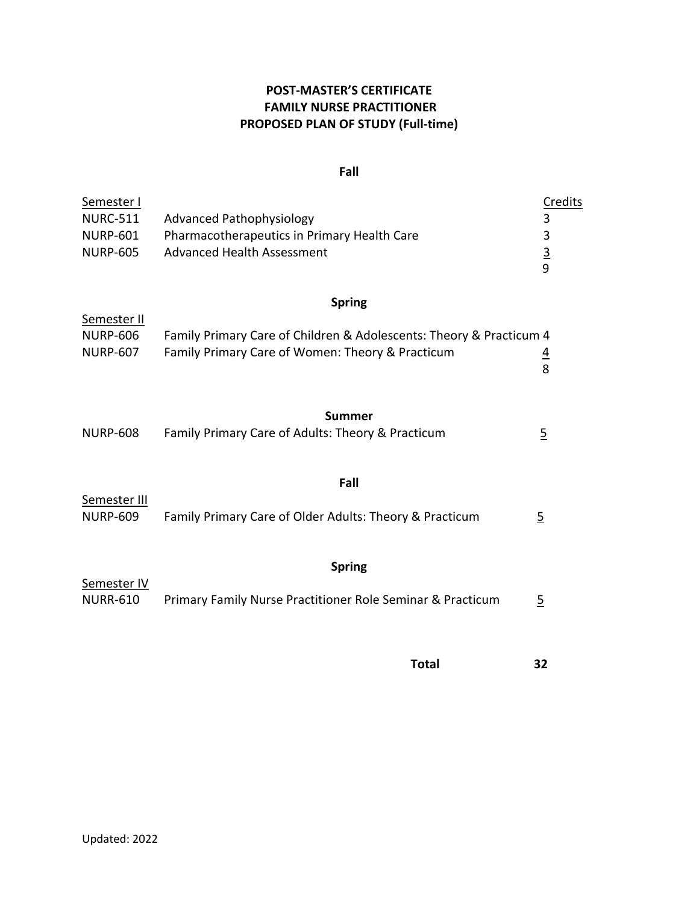# POST-MASTER'S CERTIFICATE
# FAMILY NURSE PRACTITIONER
# PROPOSED PLAN OF STUDY (Full-time)

**Fall**

| Semester I | | Credits |
|---|---|---|
| NURC-511 | Advanced Pathophysiology | 3 |
| NURP-601 | Pharmacotherapeutics in Primary Health Care | 3 |
| NURP-605 | Advanced Health Assessment | 3 |
| | | 9 |

**Spring**

| Semester II | | |
|---|---|---|
| NURP-606 | Family Primary Care of Children & Adolescents: Theory & Practicum | 4 |
| NURP-607 | Family Primary Care of Women: Theory & Practicum | 4 |
| | | 8 |

**Summer**

| | | |
|---|---|---|
| NURP-608 | Family Primary Care of Adults: Theory & Practicum | 5 |

**Fall**

| Semester III | | |
|---|---|---|
| NURP-609 | Family Primary Care of Older Adults: Theory & Practicum | 5 |

**Spring**

| Semester IV | | |
|---|---|---|
| NURR-610 | Primary Family Nurse Practitioner Role Seminar & Practicum | 5 |

**Total 32**

Updated: 2022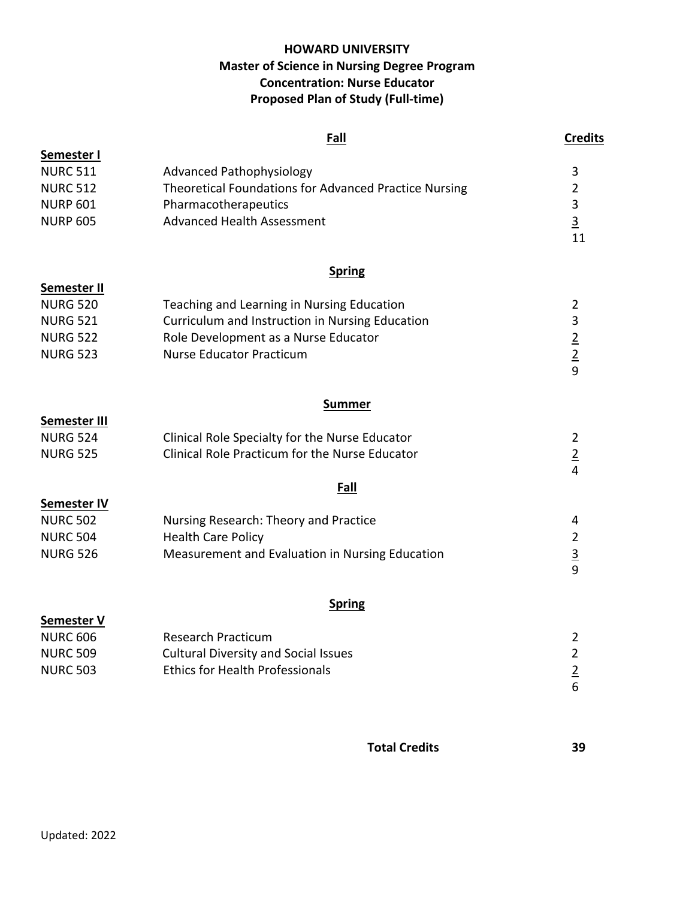**HOWARD UNIVERSITY**
**Master of Science in Nursing Degree Program**
**Concentration: Nurse Educator**
**Proposed Plan of Study (Full-time)**

| | **Fall** | **Credits** |
|---|---|---|
| **Semester I** | | |
| NURC 511 | Advanced Pathophysiology | 3 |
| NURC 512 | Theoretical Foundations for Advanced Practice Nursing | 2 |
| NURP 601 | Pharmacotherapeutics | 3 |
| NURP 605 | Advanced Health Assessment | 3 |
| | | 11 |
| | **Spring** | |
| **Semester II** | | |
| NURG 520 | Teaching and Learning in Nursing Education | 2 |
| NURG 521 | Curriculum and Instruction in Nursing Education | 3 |
| NURG 522 | Role Development as a Nurse Educator | 2 |
| NURG 523 | Nurse Educator Practicum | 2 |
| | | 9 |
| | **Summer** | |
| **Semester III** | | |
| NURG 524 | Clinical Role Specialty for the Nurse Educator | 2 |
| NURG 525 | Clinical Role Practicum for the Nurse Educator | 2 |
| | | 4 |
| | **Fall** | |
| **Semester IV** | | |
| NURC 502 | Nursing Research: Theory and Practice | 4 |
| NURC 504 | Health Care Policy | 2 |
| NURG 526 | Measurement and Evaluation in Nursing Education | 3 |
| | | 9 |
| | **Spring** | |
| **Semester V** | | |
| NURC 606 | Research Practicum | 2 |
| NURC 509 | Cultural Diversity and Social Issues | 2 |
| NURC 503 | Ethics for Health Professionals | 2 |
| | | 6 |
| | **Total Credits** | **39** |

Updated: 2022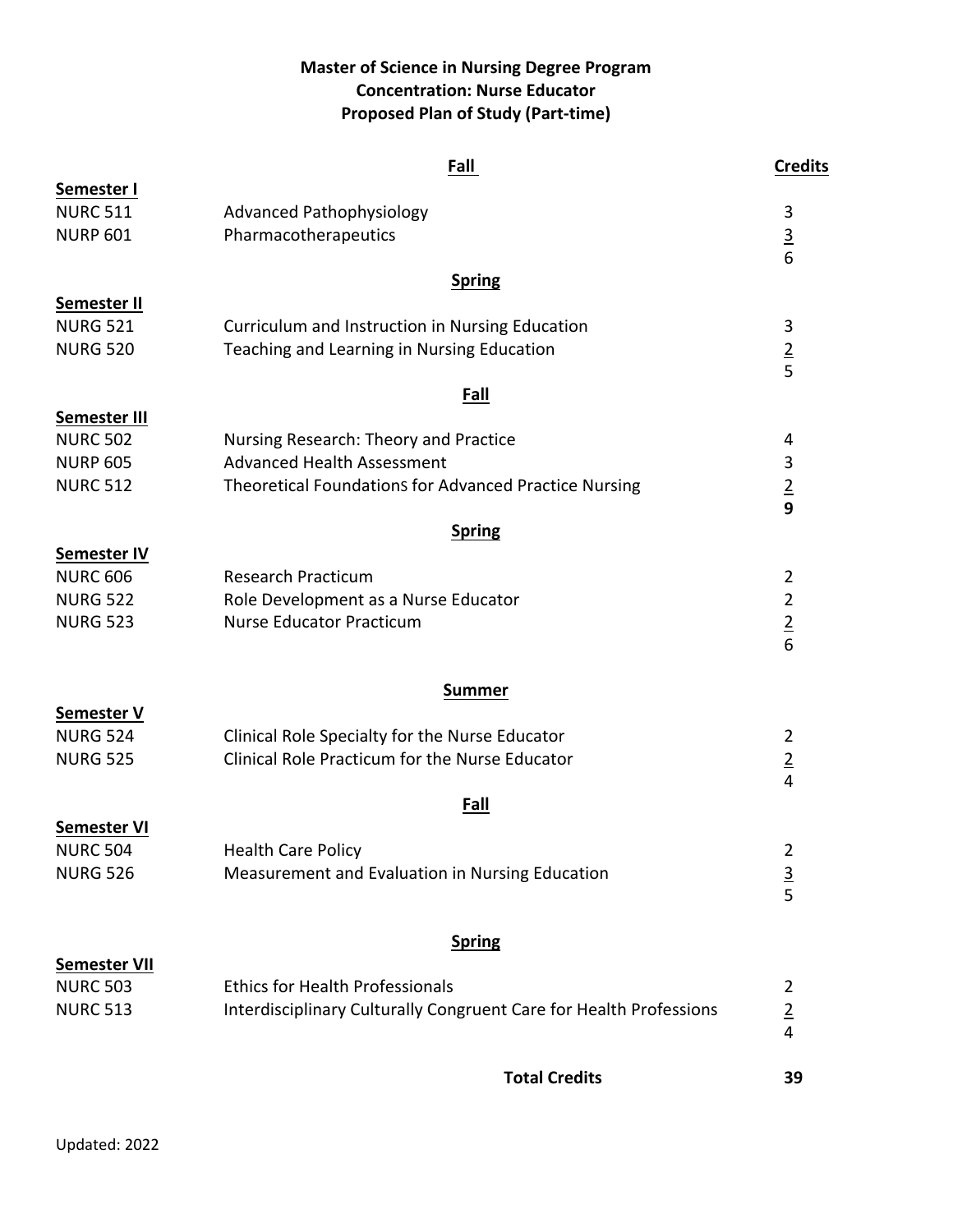**Master of Science in Nursing Degree Program**
**Concentration: Nurse Educator**
**Proposed Plan of Study (Part-time)**

| | Fall | Credits |
|---|---|---|
| **Semester I** | | |
| NURC 511 | Advanced Pathophysiology | 3 |
| NURP 601 | Pharmacotherapeutics | 3 |
| | | 6 |
| | **Spring** | |
| **Semester II** | | |
| NURG 521 | Curriculum and Instruction in Nursing Education | 3 |
| NURG 520 | Teaching and Learning in Nursing Education | 2 |
| | | 5 |
| | **Fall** | |
| **Semester III** | | |
| NURC 502 | Nursing Research: Theory and Practice | 4 |
| NURP 605 | Advanced Health Assessment | 3 |
| NURC 512 | Theoretical Foundations for Advanced Practice Nursing | 2 |
| | | **9** |
| | **Spring** | |
| **Semester IV** | | |
| NURC 606 | Research Practicum | 2 |
| NURG 522 | Role Development as a Nurse Educator | 2 |
| NURG 523 | Nurse Educator Practicum | 2 |
| | | 6 |
| | **Summer** | |
| **Semester V** | | |
| NURG 524 | Clinical Role Specialty for the Nurse Educator | 2 |
| NURG 525 | Clinical Role Practicum for the Nurse Educator | 2 |
| | | 4 |
| | **Fall** | |
| **Semester VI** | | |
| NURC 504 | Health Care Policy | 2 |
| NURG 526 | Measurement and Evaluation in Nursing Education | 3 |
| | | 5 |
| | **Spring** | |
| **Semester VII** | | |
| NURC 503 | Ethics for Health Professionals | 2 |
| NURC 513 | Interdisciplinary Culturally Congruent Care for Health Professions | 2 |
| | | 4 |
| | **Total Credits** | **39** |

Updated: 2022